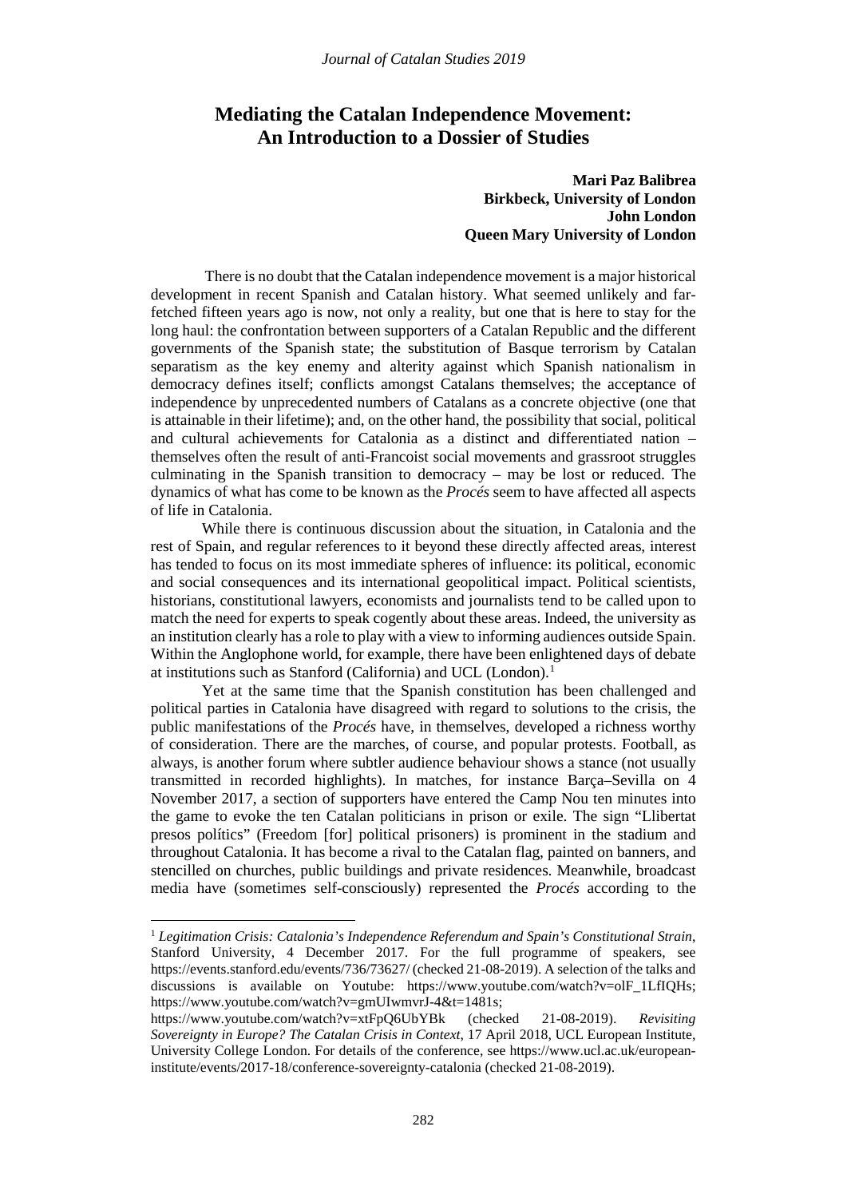# Mediating the Catalan Independence Movement: An Introduction to a Dossier of Studies

**Mari Paz Balibrea**
**Birkbeck, University of London**
**John London**
**Queen Mary University of London**

There is no doubt that the Catalan independence movement is a major historical development in recent Spanish and Catalan history. What seemed unlikely and far-fetched fifteen years ago is now, not only a reality, but one that is here to stay for the long haul: the confrontation between supporters of a Catalan Republic and the different governments of the Spanish state; the substitution of Basque terrorism by Catalan separatism as the key enemy and alterity against which Spanish nationalism in democracy defines itself; conflicts amongst Catalans themselves; the acceptance of independence by unprecedented numbers of Catalans as a concrete objective (one that is attainable in their lifetime); and, on the other hand, the possibility that social, political and cultural achievements for Catalonia as a distinct and differentiated nation – themselves often the result of anti-Francoist social movements and grassroot struggles culminating in the Spanish transition to democracy – may be lost or reduced. The dynamics of what has come to be known as the *Procés* seem to have affected all aspects of life in Catalonia.

While there is continuous discussion about the situation, in Catalonia and the rest of Spain, and regular references to it beyond these directly affected areas, interest has tended to focus on its most immediate spheres of influence: its political, economic and social consequences and its international geopolitical impact. Political scientists, historians, constitutional lawyers, economists and journalists tend to be called upon to match the need for experts to speak cogently about these areas. Indeed, the university as an institution clearly has a role to play with a view to informing audiences outside Spain. Within the Anglophone world, for example, there have been enlightened days of debate at institutions such as Stanford (California) and UCL (London).[1]

Yet at the same time that the Spanish constitution has been challenged and political parties in Catalonia have disagreed with regard to solutions to the crisis, the public manifestations of the *Procés* have, in themselves, developed a richness worthy of consideration. There are the marches, of course, and popular protests. Football, as always, is another forum where subtler audience behaviour shows a stance (not usually transmitted in recorded highlights). In matches, for instance Barça–Sevilla on 4 November 2017, a section of supporters have entered the Camp Nou ten minutes into the game to evoke the ten Catalan politicians in prison or exile. The sign "Llibertat presos polítics" (Freedom [for] political prisoners) is prominent in the stadium and throughout Catalonia. It has become a rival to the Catalan flag, painted on banners, and stencilled on churches, public buildings and private residences. Meanwhile, broadcast media have (sometimes self-consciously) represented the *Procés* according to the

---

[1] *Legitimation Crisis: Catalonia's Independence Referendum and Spain's Constitutional Strain*, Stanford University, 4 December 2017. For the full programme of speakers, see https://events.stanford.edu/events/736/73627/ (checked 21-08-2019). A selection of the talks and discussions is available on Youtube: https://www.youtube.com/watch?v=olF_1LfIQHs; https://www.youtube.com/watch?v=gmUIwmvrJ-4&t=1481s; https://www.youtube.com/watch?v=xtFpQ6UbYBk (checked 21-08-2019). *Revisiting Sovereignty in Europe? The Catalan Crisis in Context*, 17 April 2018, UCL European Institute, University College London. For details of the conference, see https://www.ucl.ac.uk/european-institute/events/2017-18/conference-sovereignty-catalonia (checked 21-08-2019).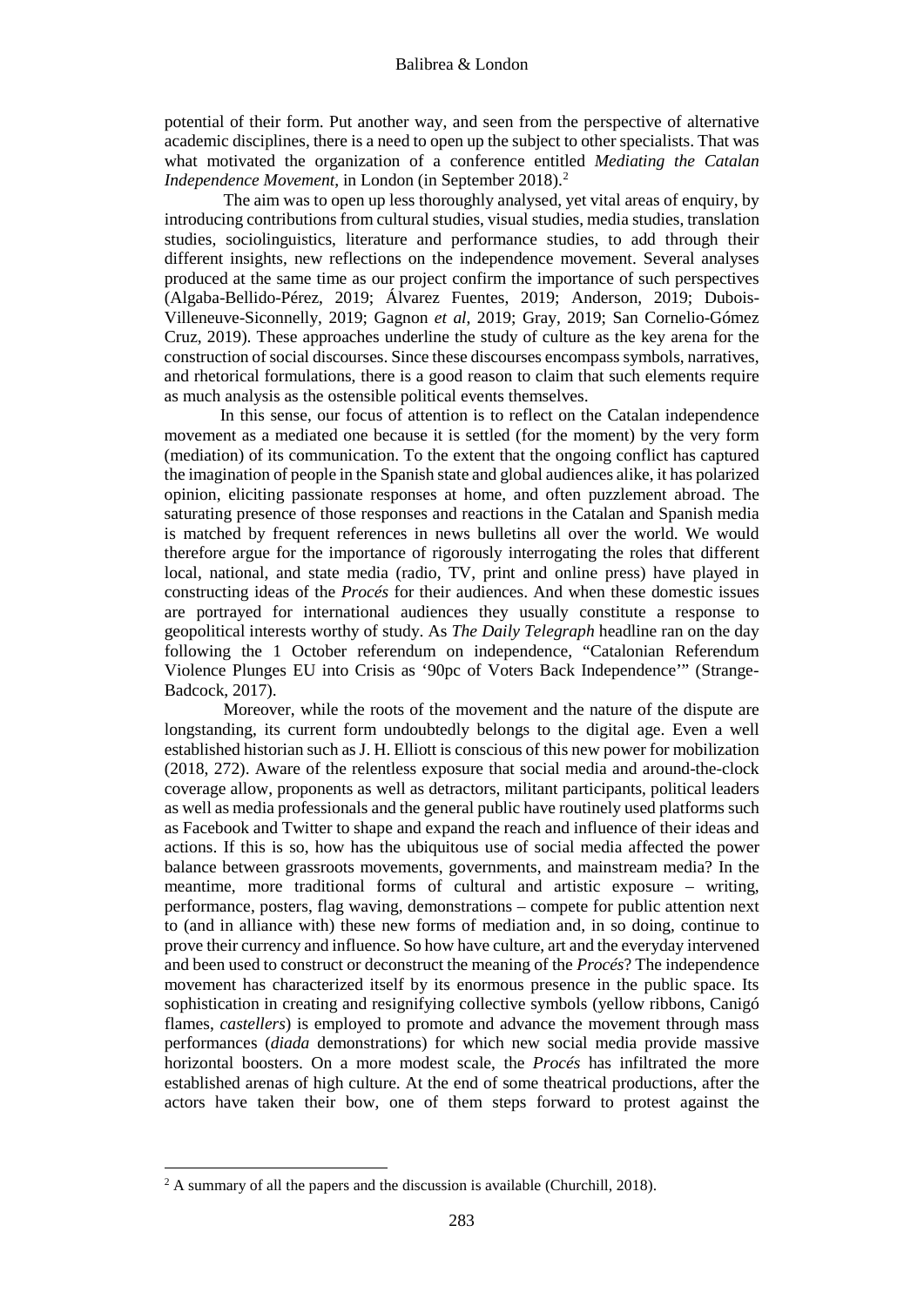potential of their form. Put another way, and seen from the perspective of alternative academic disciplines, there is a need to open up the subject to other specialists. That was what motivated the organization of a conference entitled *Mediating the Catalan Independence Movement*, in London (in September 2018).[2]

The aim was to open up less thoroughly analysed, yet vital areas of enquiry, by introducing contributions from cultural studies, visual studies, media studies, translation studies, sociolinguistics, literature and performance studies, to add through their different insights, new reflections on the independence movement. Several analyses produced at the same time as our project confirm the importance of such perspectives (Algaba-Bellido-Pérez, 2019; Álvarez Fuentes, 2019; Anderson, 2019; Dubois-Villeneuve-Siconnelly, 2019; Gagnon *et al*, 2019; Gray, 2019; San Cornelio-Gómez Cruz, 2019). These approaches underline the study of culture as the key arena for the construction of social discourses. Since these discourses encompass symbols, narratives, and rhetorical formulations, there is a good reason to claim that such elements require as much analysis as the ostensible political events themselves.

In this sense, our focus of attention is to reflect on the Catalan independence movement as a mediated one because it is settled (for the moment) by the very form (mediation) of its communication. To the extent that the ongoing conflict has captured the imagination of people in the Spanish state and global audiences alike, it has polarized opinion, eliciting passionate responses at home, and often puzzlement abroad. The saturating presence of those responses and reactions in the Catalan and Spanish media is matched by frequent references in news bulletins all over the world. We would therefore argue for the importance of rigorously interrogating the roles that different local, national, and state media (radio, TV, print and online press) have played in constructing ideas of the *Procés* for their audiences. And when these domestic issues are portrayed for international audiences they usually constitute a response to geopolitical interests worthy of study. As *The Daily Telegraph* headline ran on the day following the 1 October referendum on independence, "Catalonian Referendum Violence Plunges EU into Crisis as '90pc of Voters Back Independence'" (Strange-Badcock, 2017).

Moreover, while the roots of the movement and the nature of the dispute are longstanding, its current form undoubtedly belongs to the digital age. Even a well established historian such as J. H. Elliott is conscious of this new power for mobilization (2018, 272). Aware of the relentless exposure that social media and around-the-clock coverage allow, proponents as well as detractors, militant participants, political leaders as well as media professionals and the general public have routinely used platforms such as Facebook and Twitter to shape and expand the reach and influence of their ideas and actions. If this is so, how has the ubiquitous use of social media affected the power balance between grassroots movements, governments, and mainstream media? In the meantime, more traditional forms of cultural and artistic exposure – writing, performance, posters, flag waving, demonstrations – compete for public attention next to (and in alliance with) these new forms of mediation and, in so doing, continue to prove their currency and influence. So how have culture, art and the everyday intervened and been used to construct or deconstruct the meaning of the *Procés*? The independence movement has characterized itself by its enormous presence in the public space. Its sophistication in creating and resignifying collective symbols (yellow ribbons, Canigó flames, *castellers*) is employed to promote and advance the movement through mass performances (*diada* demonstrations) for which new social media provide massive horizontal boosters. On a more modest scale, the *Procés* has infiltrated the more established arenas of high culture. At the end of some theatrical productions, after the actors have taken their bow, one of them steps forward to protest against the

[2] A summary of all the papers and the discussion is available (Churchill, 2018).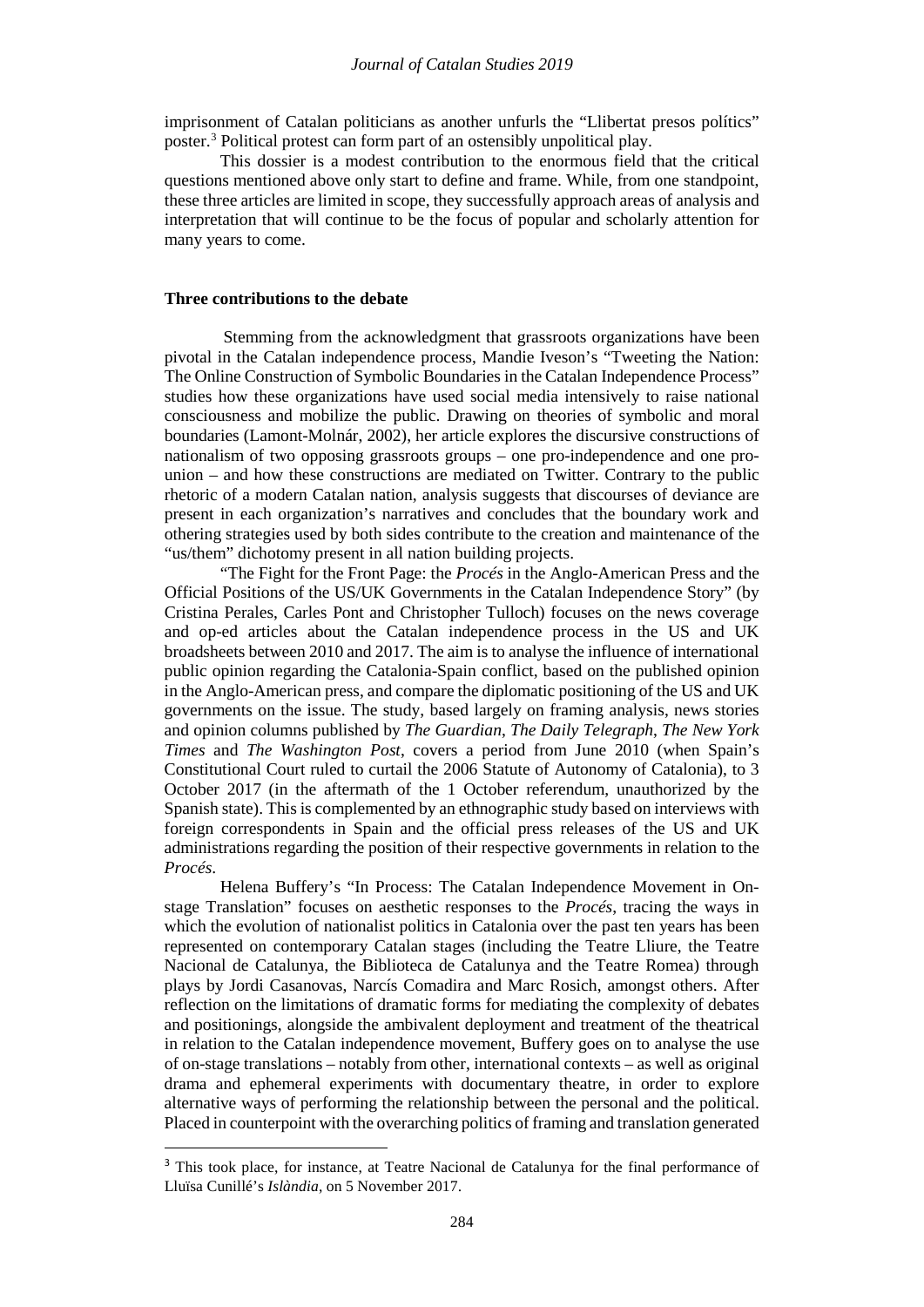imprisonment of Catalan politicians as another unfurls the "Llibertat presos polítics" poster.[3] Political protest can form part of an ostensibly unpolitical play.

This dossier is a modest contribution to the enormous field that the critical questions mentioned above only start to define and frame. While, from one standpoint, these three articles are limited in scope, they successfully approach areas of analysis and interpretation that will continue to be the focus of popular and scholarly attention for many years to come.

**Three contributions to the debate**

Stemming from the acknowledgment that grassroots organizations have been pivotal in the Catalan independence process, Mandie Iveson's "Tweeting the Nation: The Online Construction of Symbolic Boundaries in the Catalan Independence Process" studies how these organizations have used social media intensively to raise national consciousness and mobilize the public. Drawing on theories of symbolic and moral boundaries (Lamont-Molnár, 2002), her article explores the discursive constructions of nationalism of two opposing grassroots groups – one pro-independence and one pro-union – and how these constructions are mediated on Twitter. Contrary to the public rhetoric of a modern Catalan nation, analysis suggests that discourses of deviance are present in each organization's narratives and concludes that the boundary work and othering strategies used by both sides contribute to the creation and maintenance of the "us/them" dichotomy present in all nation building projects.

"The Fight for the Front Page: the *Procés* in the Anglo-American Press and the Official Positions of the US/UK Governments in the Catalan Independence Story" (by Cristina Perales, Carles Pont and Christopher Tulloch) focuses on the news coverage and op-ed articles about the Catalan independence process in the US and UK broadsheets between 2010 and 2017. The aim is to analyse the influence of international public opinion regarding the Catalonia-Spain conflict, based on the published opinion in the Anglo-American press, and compare the diplomatic positioning of the US and UK governments on the issue. The study, based largely on framing analysis, news stories and opinion columns published by *The Guardian*, *The Daily Telegraph*, *The New York Times* and *The Washington Post*, covers a period from June 2010 (when Spain's Constitutional Court ruled to curtail the 2006 Statute of Autonomy of Catalonia), to 3 October 2017 (in the aftermath of the 1 October referendum, unauthorized by the Spanish state). This is complemented by an ethnographic study based on interviews with foreign correspondents in Spain and the official press releases of the US and UK administrations regarding the position of their respective governments in relation to the *Procés*.

Helena Buffery's "In Process: The Catalan Independence Movement in On-stage Translation" focuses on aesthetic responses to the *Procés*, tracing the ways in which the evolution of nationalist politics in Catalonia over the past ten years has been represented on contemporary Catalan stages (including the Teatre Lliure, the Teatre Nacional de Catalunya, the Biblioteca de Catalunya and the Teatre Romea) through plays by Jordi Casanovas, Narcís Comadira and Marc Rosich, amongst others. After reflection on the limitations of dramatic forms for mediating the complexity of debates and positionings, alongside the ambivalent deployment and treatment of the theatrical in relation to the Catalan independence movement, Buffery goes on to analyse the use of on-stage translations – notably from other, international contexts – as well as original drama and ephemeral experiments with documentary theatre, in order to explore alternative ways of performing the relationship between the personal and the political. Placed in counterpoint with the overarching politics of framing and translation generated

[3] This took place, for instance, at Teatre Nacional de Catalunya for the final performance of Lluïsa Cunillé's *Islàndia*, on 5 November 2017.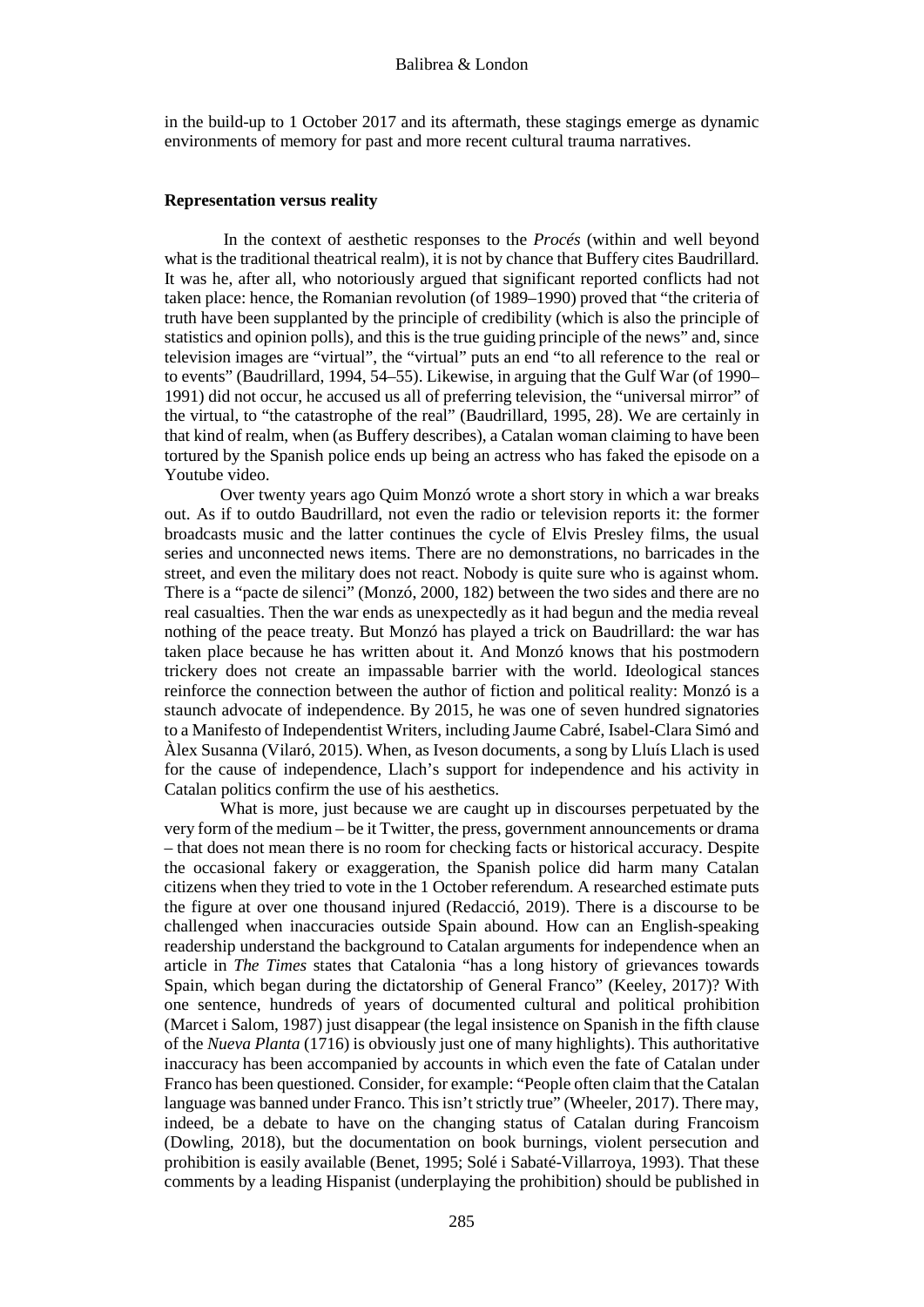in the build-up to 1 October 2017 and its aftermath, these stagings emerge as dynamic environments of memory for past and more recent cultural trauma narratives.

### Representation versus reality

In the context of aesthetic responses to the *Procés* (within and well beyond what is the traditional theatrical realm), it is not by chance that Buffery cites Baudrillard. It was he, after all, who notoriously argued that significant reported conflicts had not taken place: hence, the Romanian revolution (of 1989–1990) proved that "the criteria of truth have been supplanted by the principle of credibility (which is also the principle of statistics and opinion polls), and this is the true guiding principle of the news" and, since television images are "virtual", the "virtual" puts an end "to all reference to the real or to events" (Baudrillard, 1994, 54–55). Likewise, in arguing that the Gulf War (of 1990–1991) did not occur, he accused us all of preferring television, the "universal mirror" of the virtual, to "the catastrophe of the real" (Baudrillard, 1995, 28). We are certainly in that kind of realm, when (as Buffery describes), a Catalan woman claiming to have been tortured by the Spanish police ends up being an actress who has faked the episode on a Youtube video.

Over twenty years ago Quim Monzó wrote a short story in which a war breaks out. As if to outdo Baudrillard, not even the radio or television reports it: the former broadcasts music and the latter continues the cycle of Elvis Presley films, the usual series and unconnected news items. There are no demonstrations, no barricades in the street, and even the military does not react. Nobody is quite sure who is against whom. There is a "pacte de silenci" (Monzó, 2000, 182) between the two sides and there are no real casualties. Then the war ends as unexpectedly as it had begun and the media reveal nothing of the peace treaty. But Monzó has played a trick on Baudrillard: the war has taken place because he has written about it. And Monzó knows that his postmodern trickery does not create an impassable barrier with the world. Ideological stances reinforce the connection between the author of fiction and political reality: Monzó is a staunch advocate of independence. By 2015, he was one of seven hundred signatories to a Manifesto of Independentist Writers, including Jaume Cabré, Isabel-Clara Simó and Àlex Susanna (Vilaró, 2015). When, as Iveson documents, a song by Lluís Llach is used for the cause of independence, Llach's support for independence and his activity in Catalan politics confirm the use of his aesthetics.

What is more, just because we are caught up in discourses perpetuated by the very form of the medium – be it Twitter, the press, government announcements or drama – that does not mean there is no room for checking facts or historical accuracy. Despite the occasional fakery or exaggeration, the Spanish police did harm many Catalan citizens when they tried to vote in the 1 October referendum. A researched estimate puts the figure at over one thousand injured (Redacció, 2019). There is a discourse to be challenged when inaccuracies outside Spain abound. How can an English-speaking readership understand the background to Catalan arguments for independence when an article in *The Times* states that Catalonia "has a long history of grievances towards Spain, which began during the dictatorship of General Franco" (Keeley, 2017)? With one sentence, hundreds of years of documented cultural and political prohibition (Marcet i Salom, 1987) just disappear (the legal insistence on Spanish in the fifth clause of the *Nueva Planta* (1716) is obviously just one of many highlights). This authoritative inaccuracy has been accompanied by accounts in which even the fate of Catalan under Franco has been questioned. Consider, for example: "People often claim that the Catalan language was banned under Franco. This isn't strictly true" (Wheeler, 2017). There may, indeed, be a debate to have on the changing status of Catalan during Francoism (Dowling, 2018), but the documentation on book burnings, violent persecution and prohibition is easily available (Benet, 1995; Solé i Sabaté-Villarroya, 1993). That these comments by a leading Hispanist (underplaying the prohibition) should be published in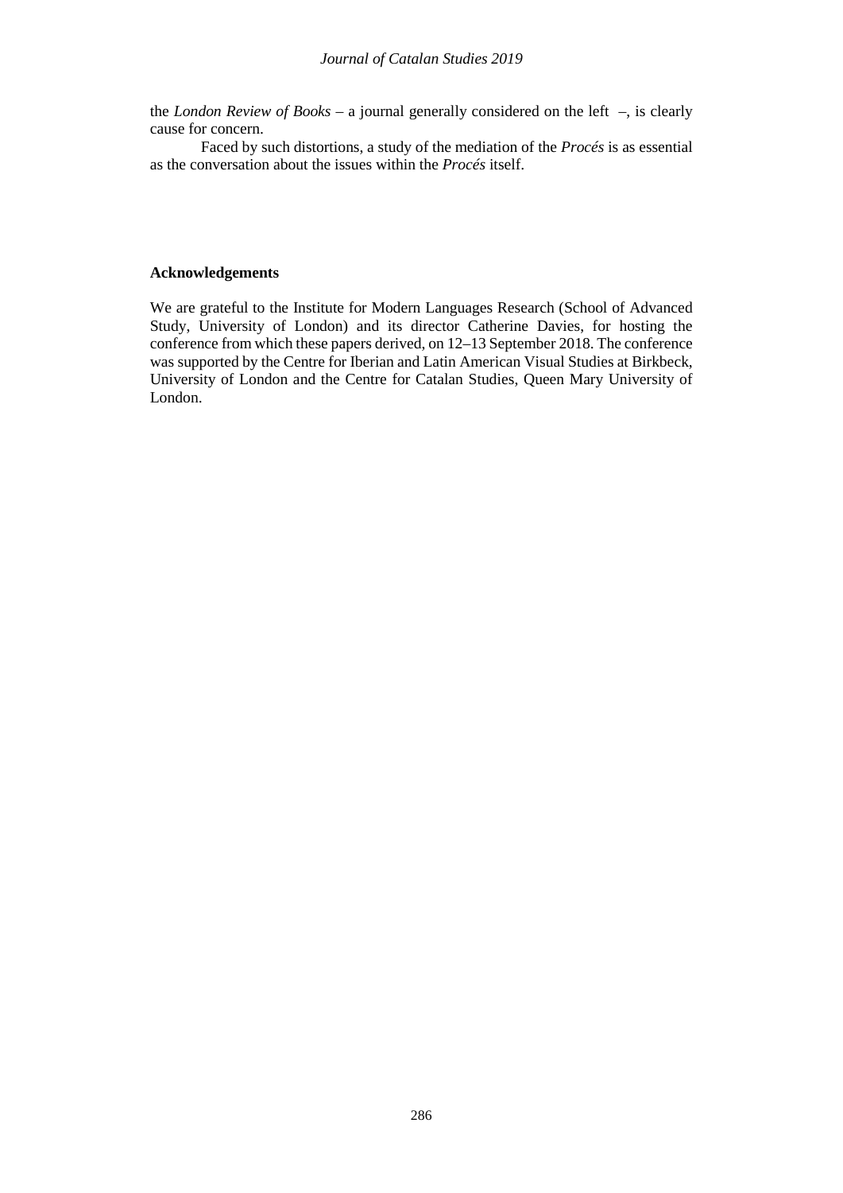the *London Review of Books* – a journal generally considered on the left –, is clearly cause for concern.

Faced by such distortions, a study of the mediation of the *Procés* is as essential as the conversation about the issues within the *Procés* itself.

**Acknowledgements**

We are grateful to the Institute for Modern Languages Research (School of Advanced Study, University of London) and its director Catherine Davies, for hosting the conference from which these papers derived, on 12–13 September 2018. The conference was supported by the Centre for Iberian and Latin American Visual Studies at Birkbeck, University of London and the Centre for Catalan Studies, Queen Mary University of London.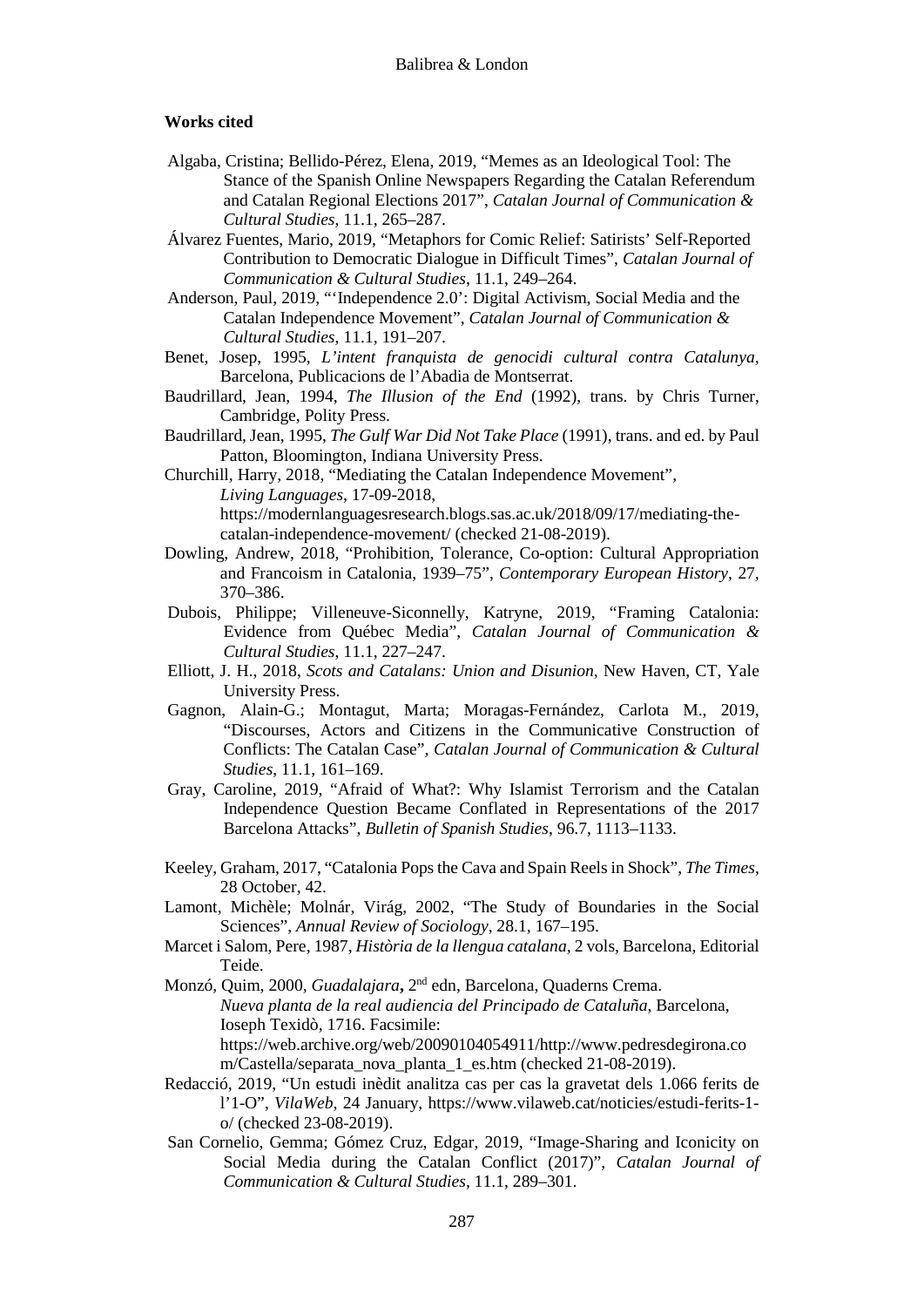**Works cited**

Algaba, Cristina; Bellido-Pérez, Elena, 2019, "Memes as an Ideological Tool: The Stance of the Spanish Online Newspapers Regarding the Catalan Referendum and Catalan Regional Elections 2017", *Catalan Journal of Communication & Cultural Studies*, 11.1, 265–287.

Álvarez Fuentes, Mario, 2019, "Metaphors for Comic Relief: Satirists' Self-Reported Contribution to Democratic Dialogue in Difficult Times", *Catalan Journal of Communication & Cultural Studies*, 11.1, 249–264.

Anderson, Paul, 2019, "'Independence 2.0': Digital Activism, Social Media and the Catalan Independence Movement", *Catalan Journal of Communication & Cultural Studies*, 11.1, 191–207.

Benet, Josep, 1995, *L'intent franquista de genocidi cultural contra Catalunya*, Barcelona, Publicacions de l'Abadia de Montserrat.

Baudrillard, Jean, 1994, *The Illusion of the End* (1992), trans. by Chris Turner, Cambridge, Polity Press.

Baudrillard, Jean, 1995, *The Gulf War Did Not Take Place* (1991), trans. and ed. by Paul Patton, Bloomington, Indiana University Press.

Churchill, Harry, 2018, "Mediating the Catalan Independence Movement", *Living Languages*, 17-09-2018, https://modernlanguagesresearch.blogs.sas.ac.uk/2018/09/17/mediating-the-catalan-independence-movement/ (checked 21-08-2019).

Dowling, Andrew, 2018, "Prohibition, Tolerance, Co-option: Cultural Appropriation and Francoism in Catalonia, 1939–75", *Contemporary European History*, 27, 370–386.

Dubois, Philippe; Villeneuve-Siconnelly, Katryne, 2019, "Framing Catalonia: Evidence from Québec Media", *Catalan Journal of Communication & Cultural Studies*, 11.1, 227–247.

Elliott, J. H., 2018, *Scots and Catalans: Union and Disunion*, New Haven, CT, Yale University Press.

Gagnon, Alain-G.; Montagut, Marta; Moragas-Fernández, Carlota M., 2019, "Discourses, Actors and Citizens in the Communicative Construction of Conflicts: The Catalan Case", *Catalan Journal of Communication & Cultural Studies*, 11.1, 161–169.

Gray, Caroline, 2019, "Afraid of What?: Why Islamist Terrorism and the Catalan Independence Question Became Conflated in Representations of the 2017 Barcelona Attacks", *Bulletin of Spanish Studies*, 96.7, 1113–1133.

Keeley, Graham, 2017, "Catalonia Pops the Cava and Spain Reels in Shock", *The Times*, 28 October, 42.

Lamont, Michèle; Molnár, Virág, 2002, "The Study of Boundaries in the Social Sciences", *Annual Review of Sociology*, 28.1, 167–195.

Marcet i Salom, Pere, 1987, *Història de la llengua catalana*, 2 vols, Barcelona, Editorial Teide.

Monzó, Quim, 2000, *Guadalajara***,** 2nd edn, Barcelona, Quaderns Crema.

*Nueva planta de la real audiencia del Principado de Cataluña*, Barcelona, Ioseph Texidò, 1716. Facsimile: https://web.archive.org/web/20090104054911/http://www.pedresdegirona.com/Castella/separata_nova_planta_1_es.htm (checked 21-08-2019).

Redacció, 2019, "Un estudi inèdit analitza cas per cas la gravetat dels 1.066 ferits de l'1-O", *VilaWeb*, 24 January, https://www.vilaweb.cat/noticies/estudi-ferits-1-o/ (checked 23-08-2019).

San Cornelio, Gemma; Gómez Cruz, Edgar, 2019, "Image-Sharing and Iconicity on Social Media during the Catalan Conflict (2017)", *Catalan Journal of Communication & Cultural Studies*, 11.1, 289–301.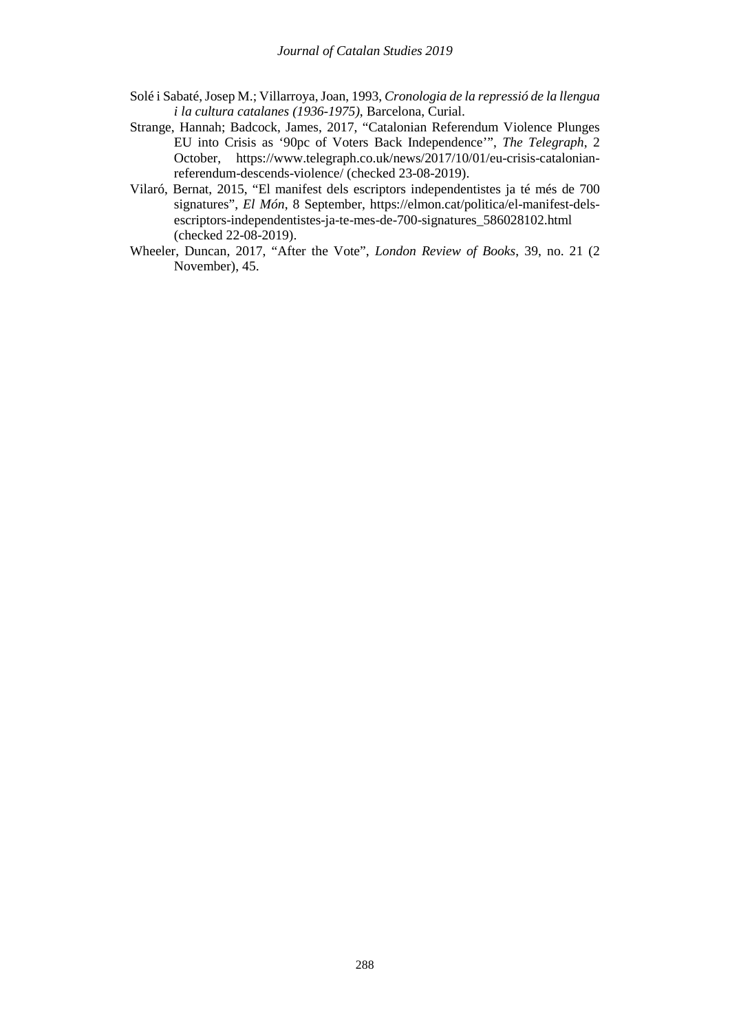Solé i Sabaté, Josep M.; Villarroya, Joan, 1993, *Cronologia de la repressió de la llengua i la cultura catalanes (1936-1975)*, Barcelona, Curial.

Strange, Hannah; Badcock, James, 2017, "Catalonian Referendum Violence Plunges EU into Crisis as '90pc of Voters Back Independence'", *The Telegraph*, 2 October, https://www.telegraph.co.uk/news/2017/10/01/eu-crisis-catalonian-referendum-descends-violence/ (checked 23-08-2019).

Vilaró, Bernat, 2015, "El manifest dels escriptors independentistes ja té més de 700 signatures", *El Món*, 8 September, https://elmon.cat/politica/el-manifest-dels-escriptors-independentistes-ja-te-mes-de-700-signatures_586028102.html (checked 22-08-2019).

Wheeler, Duncan, 2017, "After the Vote", *London Review of Books*, 39, no. 21 (2 November), 45.